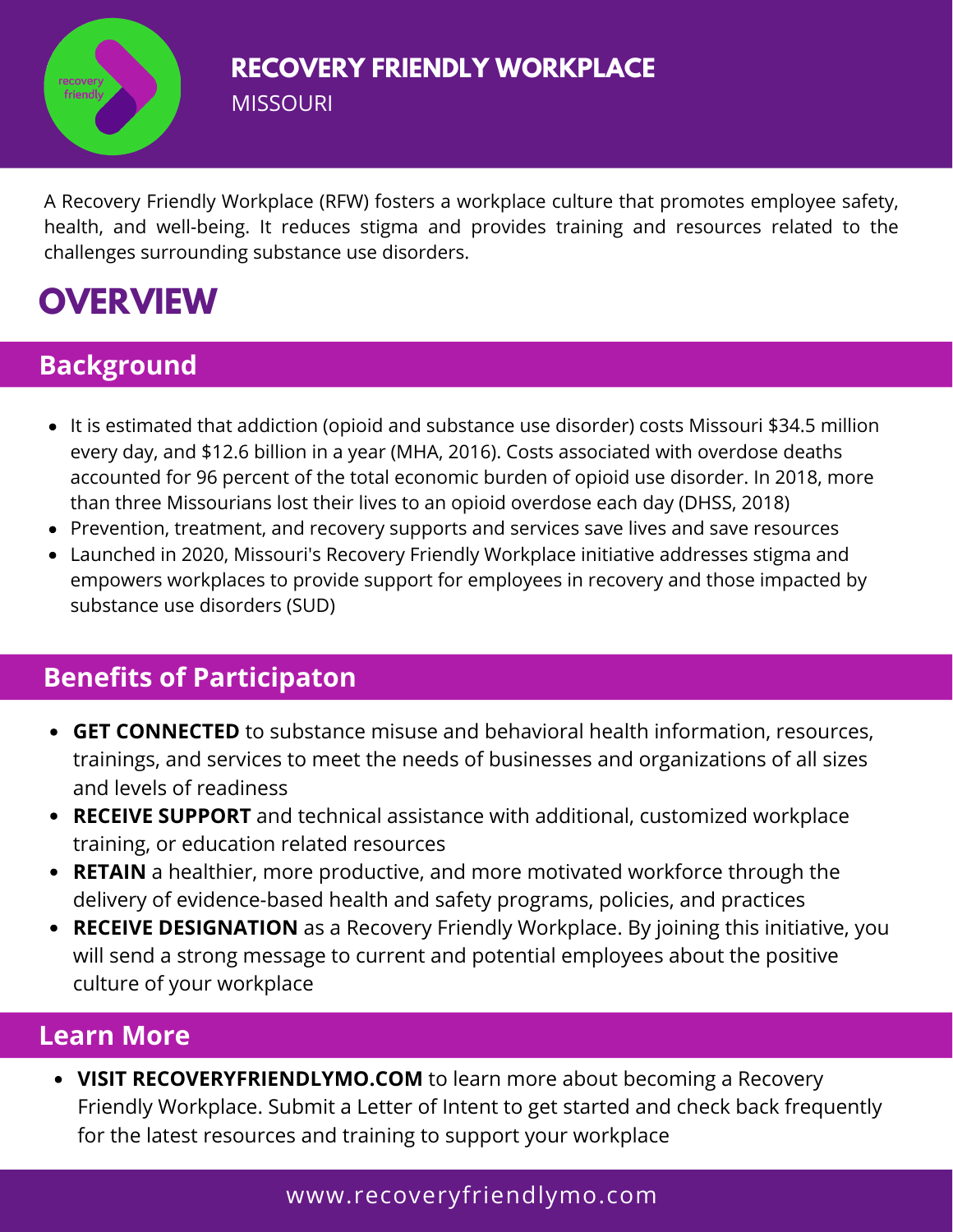# RECOVERY FRIENDLY WORKPLACE

MISSOURI

A Recovery Friendly Workplace (RFW) fosters a workplace culture that promotes employee safety, health, and well-being. It reduces stigma and provides training and resources related to the challenges surrounding substance use disorders.

# OVERVIEW

## Background

- It is estimated that addiction (opioid and substance use disorder) costs Missouri $34.5 million every day, and $12.6 billion in a year (MHA, 2016). Costs associated with overdose deaths accounted for 96 percent of the total economic burden of opioid use disorder. In 2018, more than three Missourians lost their lives to an opioid overdose each day (DHSS, 2018)
- Prevention, treatment, and recovery supports and services save lives and save resources
- Launched in 2020, Missouri's Recovery Friendly Workplace initiative addresses stigma and empowers workplaces to provide support for employees in recovery and those impacted by substance use disorders (SUD)

## Benefits of Participaton

- **GET CONNECTED** to substance misuse and behavioral health information, resources, trainings, and services to meet the needs of businesses and organizations of all sizes and levels of readiness
- **RECEIVE SUPPORT** and technical assistance with additional, customized workplace training, or education related resources
- **RETAIN** a healthier, more productive, and more motivated workforce through the delivery of evidence-based health and safety programs, policies, and practices
- **RECEIVE DESIGNATION** as a Recovery Friendly Workplace. By joining this initiative, you will send a strong message to current and potential employees about the positive culture of your workplace

## Learn More

- **VISIT RECOVERYFRIENDLYMO.COM** to learn more about becoming a Recovery Friendly Workplace. Submit a Letter of Intent to get started and check back frequently for the latest resources and training to support your workplace

www.recoveryfriendlymo.com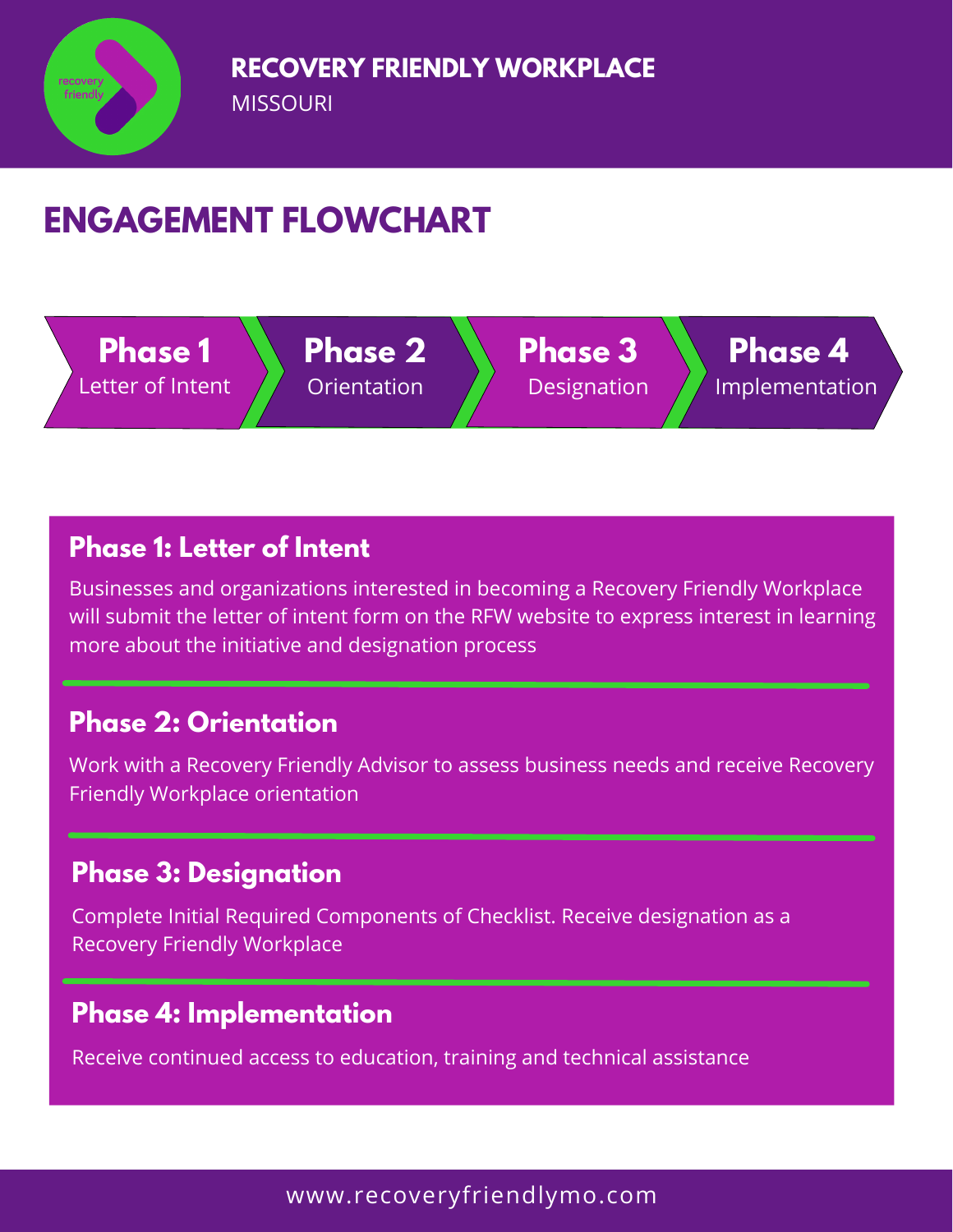RECOVERY FRIENDLY WORKPLACE
MISSOURI

# ENGAGEMENT FLOWCHART

**Phase 1** Letter of Intent

**Phase 2** Orientation

**Phase 3** Designation

**Phase 4** Implementation

## Phase 1: Letter of Intent

Businesses and organizations interested in becoming a Recovery Friendly Workplace will submit the letter of intent form on the RFW website to express interest in learning more about the initiative and designation process

## Phase 2: Orientation

Work with a Recovery Friendly Advisor to assess business needs and receive Recovery Friendly Workplace orientation

## Phase 3: Designation

Complete Initial Required Components of Checklist. Receive designation as a Recovery Friendly Workplace

## Phase 4: Implementation

Receive continued access to education, training and technical assistance

www.recoveryfriendlymo.com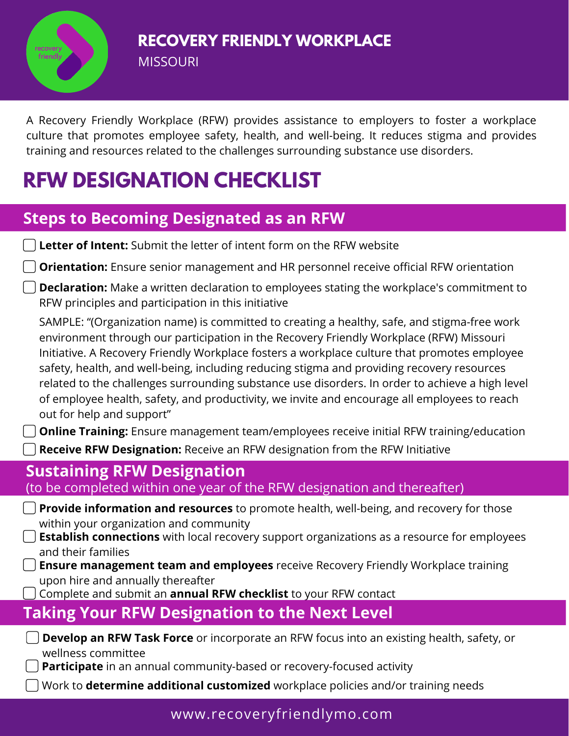# RECOVERY FRIENDLY WORKPLACE

MISSOURI

A Recovery Friendly Workplace (RFW) provides assistance to employers to foster a workplace culture that promotes employee safety, health, and well-being. It reduces stigma and provides training and resources related to the challenges surrounding substance use disorders.

# RFW DESIGNATION CHECKLIST

## Steps to Becoming Designated as an RFW

- [ ] **Letter of Intent:** Submit the letter of intent form on the RFW website
- [ ] **Orientation:** Ensure senior management and HR personnel receive official RFW orientation
- [ ] **Declaration:** Make a written declaration to employees stating the workplace's commitment to RFW principles and participation in this initiative

  SAMPLE: "(Organization name) is committed to creating a healthy, safe, and stigma-free work environment through our participation in the Recovery Friendly Workplace (RFW) Missouri Initiative. A Recovery Friendly Workplace fosters a workplace culture that promotes employee safety, health, and well-being, including reducing stigma and providing recovery resources related to the challenges surrounding substance use disorders. In order to achieve a high level of employee health, safety, and productivity, we invite and encourage all employees to reach out for help and support"
- [ ] **Online Training:** Ensure management team/employees receive initial RFW training/education
- [ ] **Receive RFW Designation:** Receive an RFW designation from the RFW Initiative

## Sustaining RFW Designation

(to be completed within one year of the RFW designation and thereafter)

- [ ] **Provide information and resources** to promote health, well-being, and recovery for those within your organization and community
- [ ] **Establish connections** with local recovery support organizations as a resource for employees and their families
- [ ] **Ensure management team and employees** receive Recovery Friendly Workplace training upon hire and annually thereafter
- [ ] Complete and submit an **annual RFW checklist** to your RFW contact

## Taking Your RFW Designation to the Next Level

- [ ] **Develop an RFW Task Force** or incorporate an RFW focus into an existing health, safety, or wellness committee
- [ ] **Participate** in an annual community-based or recovery-focused activity
- [ ] Work to **determine additional customized** workplace policies and/or training needs

www.recoveryfriendlymo.com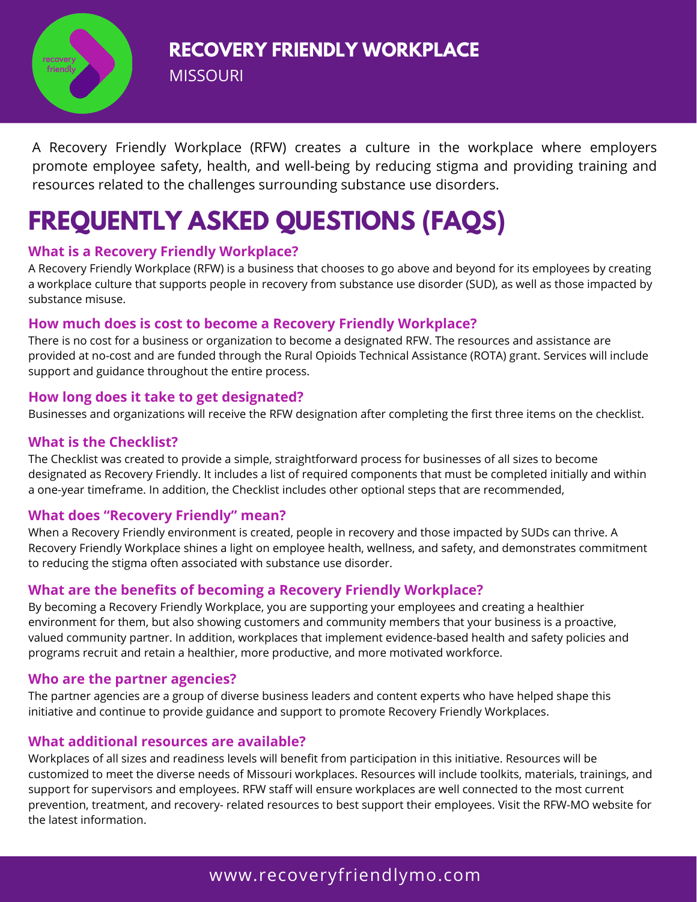# RECOVERY FRIENDLY WORKPLACE

MISSOURI

A Recovery Friendly Workplace (RFW) creates a culture in the workplace where employers promote employee safety, health, and well-being by reducing stigma and providing training and resources related to the challenges surrounding substance use disorders.

# FREQUENTLY ASKED QUESTIONS (FAQS)

### What is a Recovery Friendly Workplace?

A Recovery Friendly Workplace (RFW) is a business that chooses to go above and beyond for its employees by creating a workplace culture that supports people in recovery from substance use disorder (SUD), as well as those impacted by substance misuse.

### How much does is cost to become a Recovery Friendly Workplace?

There is no cost for a business or organization to become a designated RFW. The resources and assistance are provided at no-cost and are funded through the Rural Opioids Technical Assistance (ROTA) grant. Services will include support and guidance throughout the entire process.

### How long does it take to get designated?

Businesses and organizations will receive the RFW designation after completing the first three items on the checklist.

### What is the Checklist?

The Checklist was created to provide a simple, straightforward process for businesses of all sizes to become designated as Recovery Friendly. It includes a list of required components that must be completed initially and within a one-year timeframe. In addition, the Checklist includes other optional steps that are recommended,

### What does "Recovery Friendly" mean?

When a Recovery Friendly environment is created, people in recovery and those impacted by SUDs can thrive. A Recovery Friendly Workplace shines a light on employee health, wellness, and safety, and demonstrates commitment to reducing the stigma often associated with substance use disorder.

### What are the benefits of becoming a Recovery Friendly Workplace?

By becoming a Recovery Friendly Workplace, you are supporting your employees and creating a healthier environment for them, but also showing customers and community members that your business is a proactive, valued community partner. In addition, workplaces that implement evidence-based health and safety policies and programs recruit and retain a healthier, more productive, and more motivated workforce.

### Who are the partner agencies?

The partner agencies are a group of diverse business leaders and content experts who have helped shape this initiative and continue to provide guidance and support to promote Recovery Friendly Workplaces.

### What additional resources are available?

Workplaces of all sizes and readiness levels will benefit from participation in this initiative. Resources will be customized to meet the diverse needs of Missouri workplaces. Resources will include toolkits, materials, trainings, and support for supervisors and employees. RFW staff will ensure workplaces are well connected to the most current prevention, treatment, and recovery- related resources to best support their employees. Visit the RFW-MO website for the latest information.

www.recoveryfriendlymo.com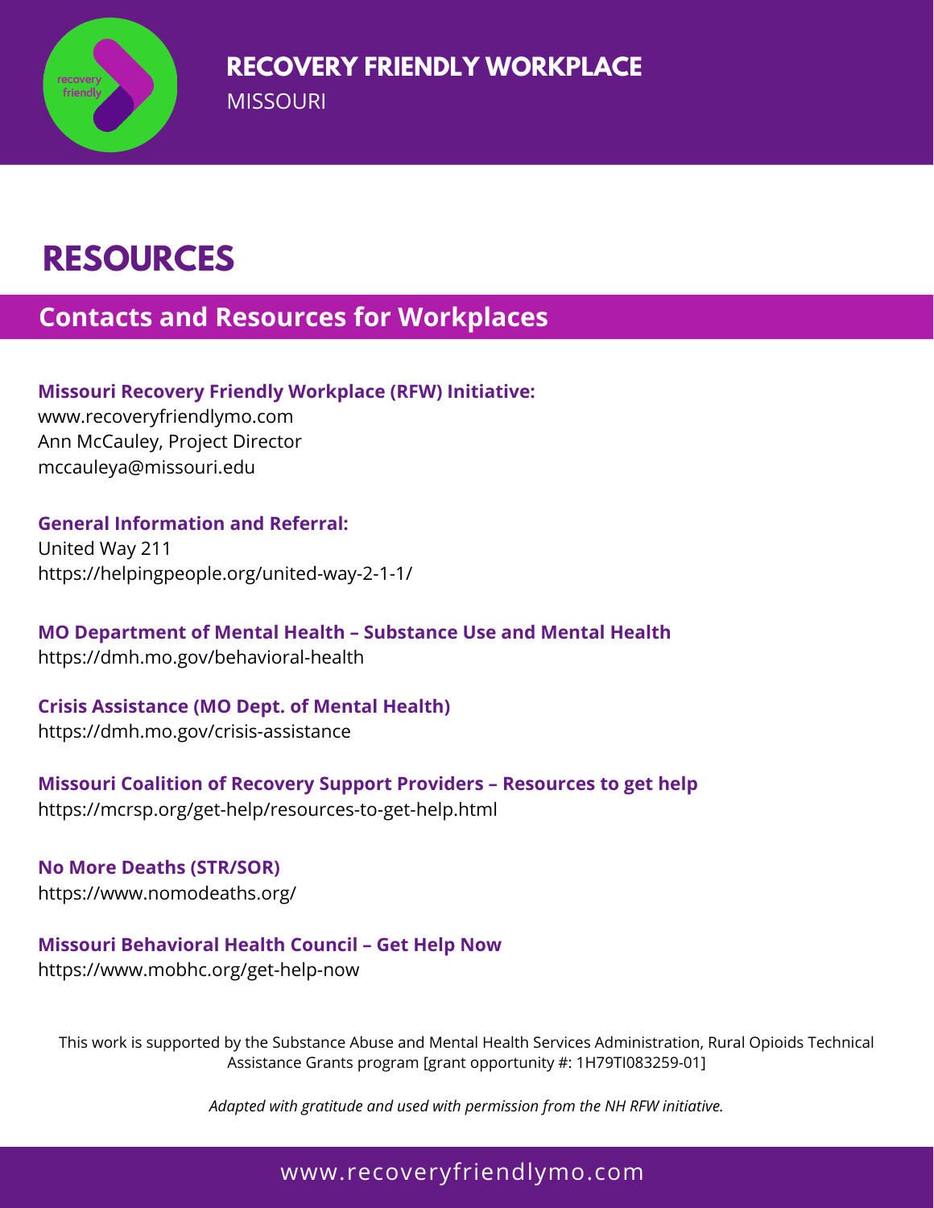**RECOVERY FRIENDLY WORKPLACE**
MISSOURI

# RESOURCES

## Contacts and Resources for Workplaces

**Missouri Recovery Friendly Workplace (RFW) Initiative:**
www.recoveryfriendlymo.com
Ann McCauley, Project Director
mccauleya@missouri.edu

**General Information and Referral:**
United Way 211
https://helpingpeople.org/united-way-2-1-1/

**MO Department of Mental Health – Substance Use and Mental Health**
https://dmh.mo.gov/behavioral-health

**Crisis Assistance (MO Dept. of Mental Health)**
https://dmh.mo.gov/crisis-assistance

**Missouri Coalition of Recovery Support Providers – Resources to get help**
https://mcrsp.org/get-help/resources-to-get-help.html

**No More Deaths (STR/SOR)**
https://www.nomodeaths.org/

**Missouri Behavioral Health Council – Get Help Now**
https://www.mobhc.org/get-help-now

This work is supported by the Substance Abuse and Mental Health Services Administration, Rural Opioids Technical Assistance Grants program [grant opportunity #: 1H79TI083259-01]

*Adapted with gratitude and used with permission from the NH RFW initiative.*

www.recoveryfriendlymo.com